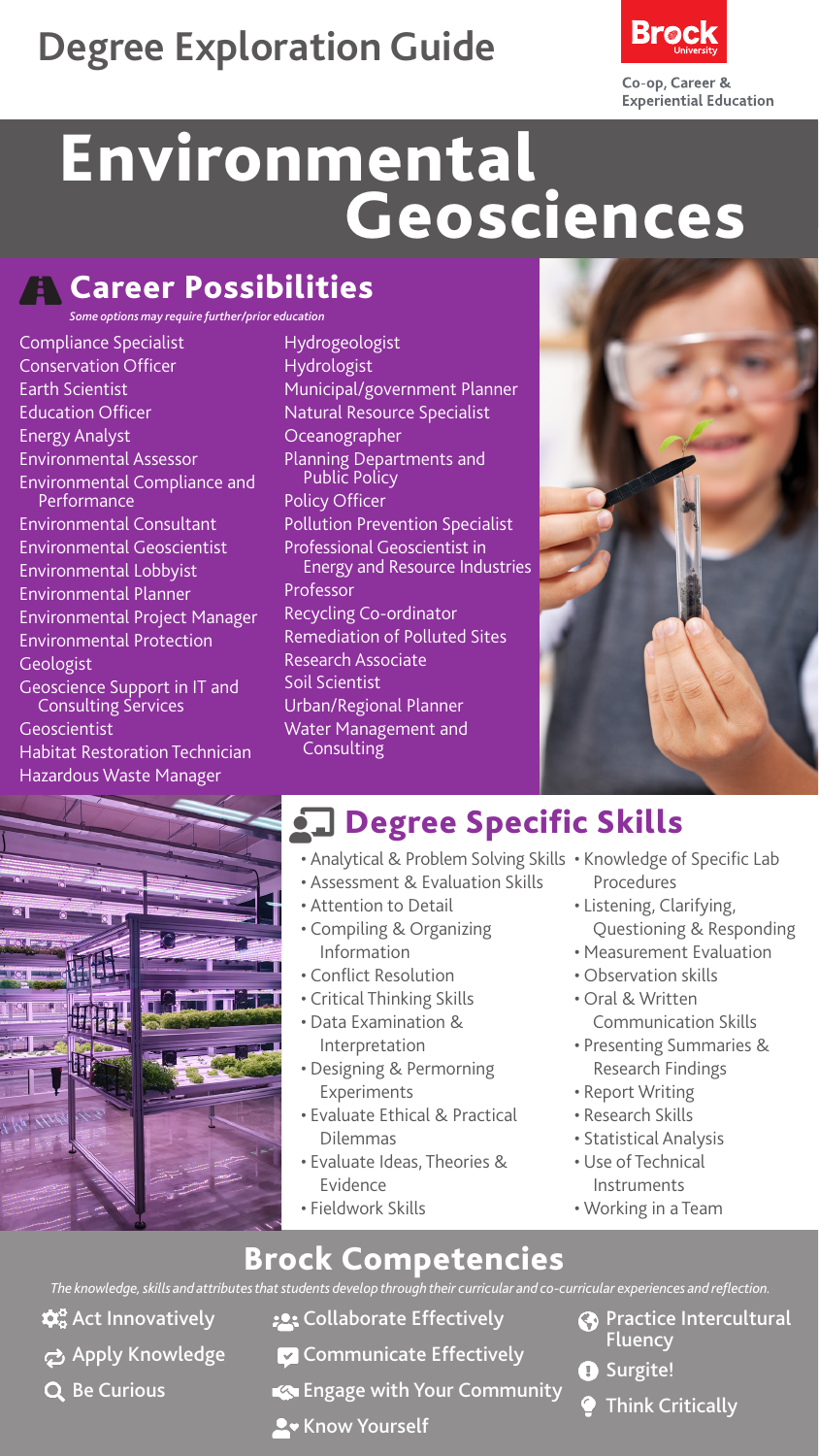# Degree Exploration Guide

Brock University
Co-op, Career & Experiential Education

# Environmental Geosciences

## Career Possibilities

*Some options may require further/prior education*

- Compliance Specialist
- Conservation Officer
- Earth Scientist
- Education Officer
- Energy Analyst
- Environmental Assessor
- Environmental Compliance and Performance
- Environmental Consultant
- Environmental Geoscientist
- Environmental Lobbyist
- Environmental Planner
- Environmental Project Manager
- Environmental Protection
- Geologist
- Geoscience Support in IT and Consulting Services
- Geoscientist
- Habitat Restoration Technician
- Hazardous Waste Manager
- Hydrogeologist
- Hydrologist
- Municipal/government Planner
- Natural Resource Specialist
- Oceanographer
- Planning Departments and Public Policy
- Policy Officer
- Pollution Prevention Specialist
- Professional Geoscientist in Energy and Resource Industries
- Professor
- Recycling Co-ordinator
- Remediation of Polluted Sites
- Research Associate
- Soil Scientist
- Urban/Regional Planner
- Water Management and Consulting

## Degree Specific Skills

- Analytical & Problem Solving Skills
- Assessment & Evaluation Skills
- Attention to Detail
- Compiling & Organizing Information
- Conflict Resolution
- Critical Thinking Skills
- Data Examination & Interpretation
- Designing & Permorning Experiments
- Evaluate Ethical & Practical Dilemmas
- Evaluate Ideas, Theories & Evidence
- Fieldwork Skills
- Knowledge of Specific Lab Procedures
- Listening, Clarifying, Questioning & Responding
- Measurement Evaluation
- Observation skills
- Oral & Written Communication Skills
- Presenting Summaries & Research Findings
- Report Writing
- Research Skills
- Statistical Analysis
- Use of Technical Instruments
- Working in a Team

## Brock Competencies

*The knowledge, skills and attributes that students develop through their curricular and co-curricular experiences and reflection.*

- Act Innovatively
- Apply Knowledge
- Be Curious
- Collaborate Effectively
- Communicate Effectively
- Engage with Your Community
- Know Yourself
- Practice Intercultural Fluency
- Surgite!
- Think Critically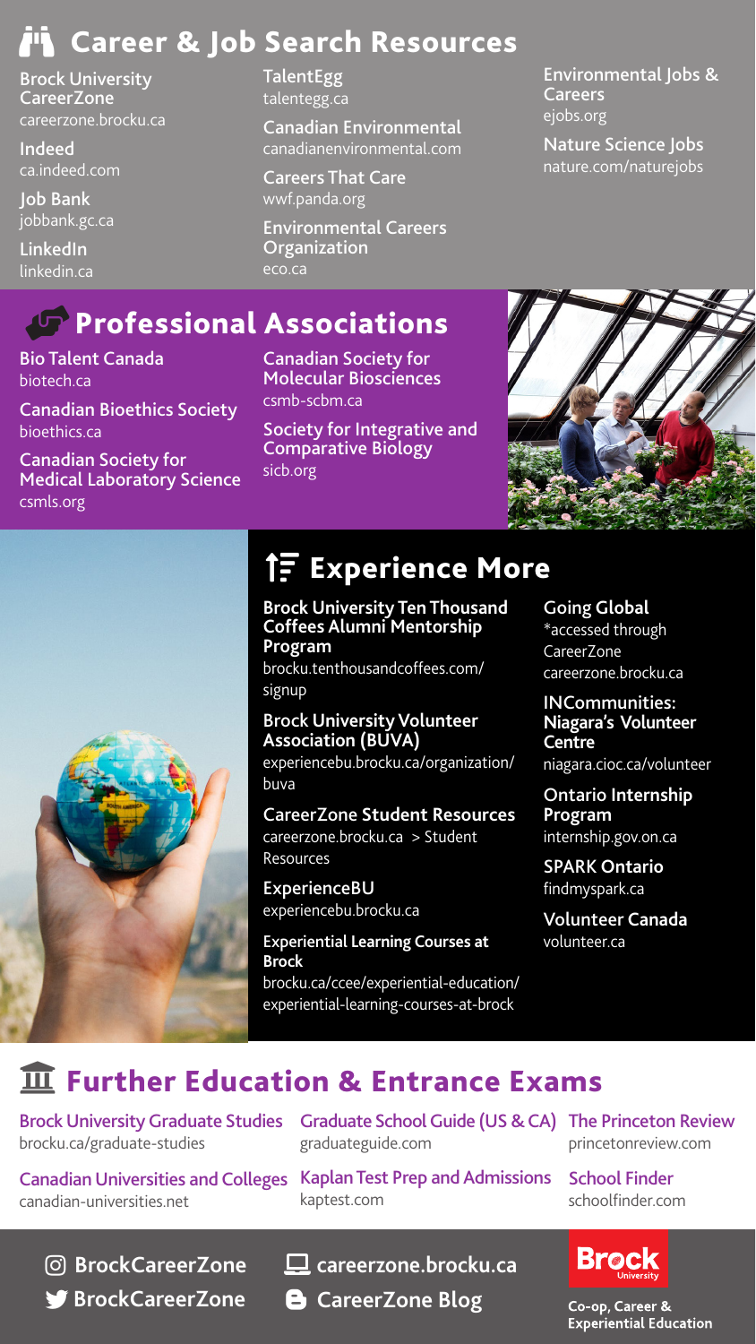## Career & Job Search Resources

**Brock University CareerZone**
careerzone.brocku.ca

**Indeed**
ca.indeed.com

**Job Bank**
jobbank.gc.ca

**LinkedIn**
linkedin.ca

**TalentEgg**
talentegg.ca

**Canadian Environmental**
canadianenvironmental.com

**Careers That Care**
wwf.panda.org

**Environmental Careers Organization**
eco.ca

**Environmental Jobs & Careers**
ejobs.org

**Nature Science Jobs**
nature.com/naturejobs

## Professional Associations

**Bio Talent Canada**
biotech.ca

**Canadian Bioethics Society**
bioethics.ca

**Canadian Society for Medical Laboratory Science**
csmls.org

**Canadian Society for Molecular Biosciences**
csmb-scbm.ca

**Society for Integrative and Comparative Biology**
sicb.org

## Experience More

**Brock University Ten Thousand Coffees Alumni Mentorship Program**
brocku.tenthousandcoffees.com/signup

**Brock University Volunteer Association (BUVA)**
experiencebu.brocku.ca/organization/buva

**CareerZone Student Resources**
careerzone.brocku.ca > Student Resources

**ExperienceBU**
experiencebu.brocku.ca

**Experiential Learning Courses at Brock**
brocku.ca/ccee/experiential-education/experiential-learning-courses-at-brock

**Going Global**
*accessed through CareerZone
careerzone.brocku.ca

**INCommunities: Niagara's Volunteer Centre**
niagara.cioc.ca/volunteer

**Ontario Internship Program**
internship.gov.on.ca

**SPARK Ontario**
findmyspark.ca

**Volunteer Canada**
volunteer.ca

## Further Education & Entrance Exams

**Brock University Graduate Studies**
brocku.ca/graduate-studies

**Canadian Universities and Colleges**
canadian-universities.net

**Graduate School Guide (US & CA)**
graduateguide.com

**Kaplan Test Prep and Admissions**
kaptest.com

**The Princeton Review**
princetonreview.com

**School Finder**
schoolfinder.com

BrockCareerZone
BrockCareerZone
careerzone.brocku.ca
CareerZone Blog

Brock University
Co-op, Career & Experiential Education